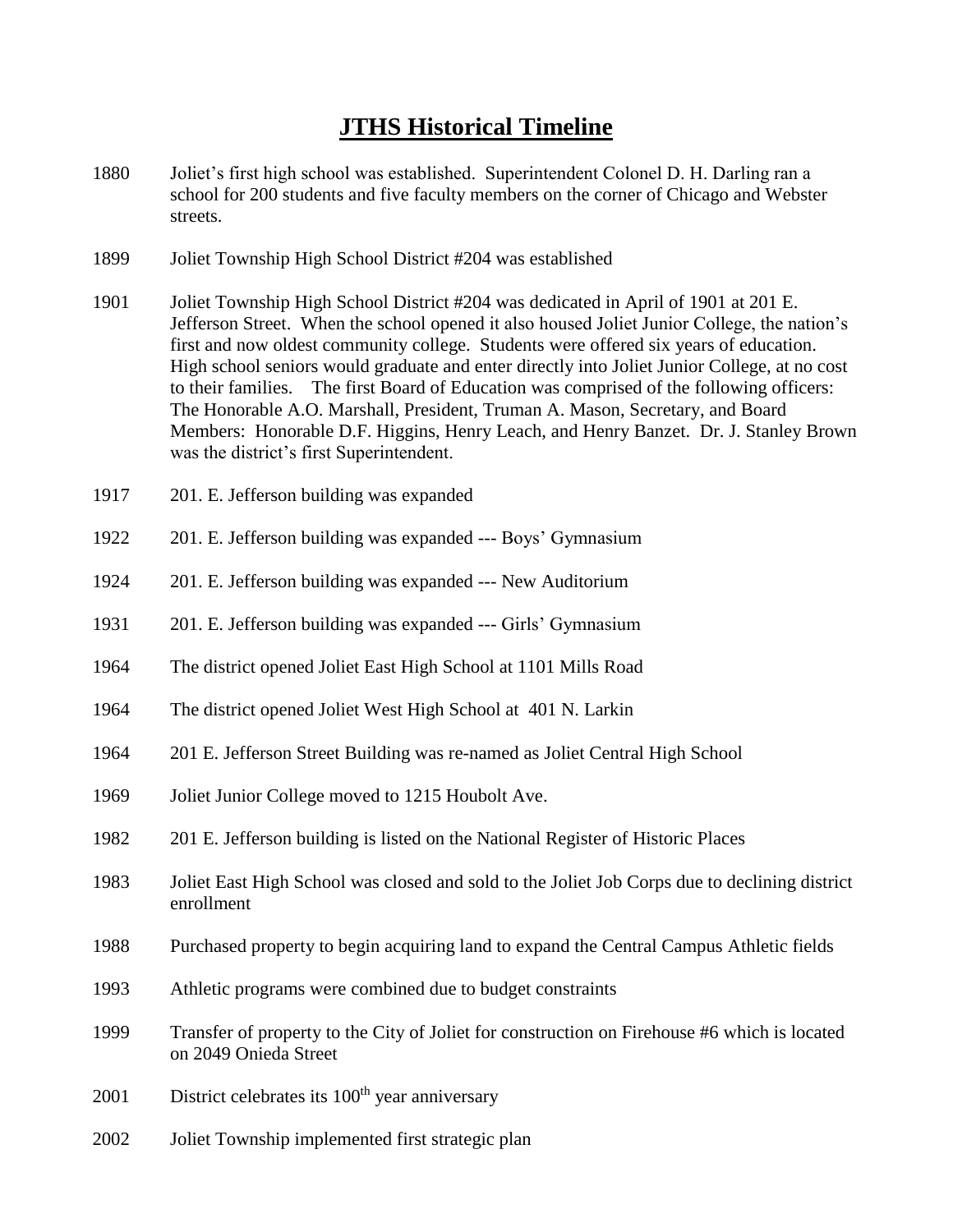# JTHS Historical Timeline

1880 Joliet's first high school was established. Superintendent Colonel D. H. Darling ran a school for 200 students and five faculty members on the corner of Chicago and Webster streets.

1899 Joliet Township High School District #204 was established

1901 Joliet Township High School District #204 was dedicated in April of 1901 at 201 E. Jefferson Street. When the school opened it also housed Joliet Junior College, the nation's first and now oldest community college. Students were offered six years of education. High school seniors would graduate and enter directly into Joliet Junior College, at no cost to their families. The first Board of Education was comprised of the following officers: The Honorable A.O. Marshall, President, Truman A. Mason, Secretary, and Board Members: Honorable D.F. Higgins, Henry Leach, and Henry Banzet. Dr. J. Stanley Brown was the district's first Superintendent.

1917 201. E. Jefferson building was expanded

1922 201. E. Jefferson building was expanded --- Boys' Gymnasium

1924 201. E. Jefferson building was expanded --- New Auditorium

1931 201. E. Jefferson building was expanded --- Girls' Gymnasium

1964 The district opened Joliet East High School at 1101 Mills Road

1964 The district opened Joliet West High School at 401 N. Larkin

1964 201 E. Jefferson Street Building was re-named as Joliet Central High School

1969 Joliet Junior College moved to 1215 Houbolt Ave.

1982 201 E. Jefferson building is listed on the National Register of Historic Places

1983 Joliet East High School was closed and sold to the Joliet Job Corps due to declining district enrollment

1988 Purchased property to begin acquiring land to expand the Central Campus Athletic fields

1993 Athletic programs were combined due to budget constraints

1999 Transfer of property to the City of Joliet for construction on Firehouse #6 which is located on 2049 Onieda Street

2001 District celebrates its 100th year anniversary

2002 Joliet Township implemented first strategic plan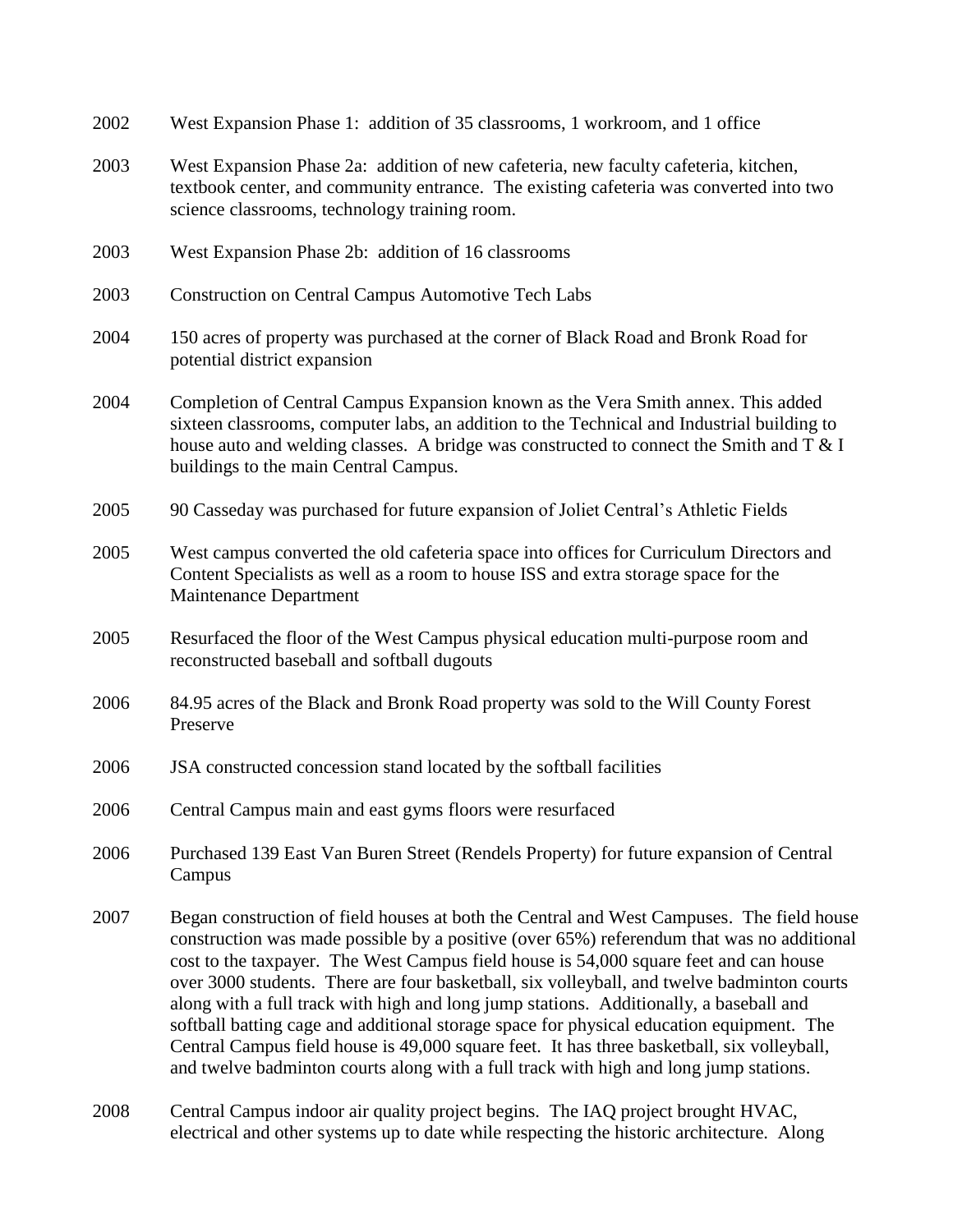2002 West Expansion Phase 1: addition of 35 classrooms, 1 workroom, and 1 office

2003 West Expansion Phase 2a: addition of new cafeteria, new faculty cafeteria, kitchen, textbook center, and community entrance. The existing cafeteria was converted into two science classrooms, technology training room.

2003 West Expansion Phase 2b: addition of 16 classrooms

2003 Construction on Central Campus Automotive Tech Labs

2004 150 acres of property was purchased at the corner of Black Road and Bronk Road for potential district expansion

2004 Completion of Central Campus Expansion known as the Vera Smith annex. This added sixteen classrooms, computer labs, an addition to the Technical and Industrial building to house auto and welding classes. A bridge was constructed to connect the Smith and T & I buildings to the main Central Campus.

2005 90 Casseday was purchased for future expansion of Joliet Central's Athletic Fields

2005 West campus converted the old cafeteria space into offices for Curriculum Directors and Content Specialists as well as a room to house ISS and extra storage space for the Maintenance Department

2005 Resurfaced the floor of the West Campus physical education multi-purpose room and reconstructed baseball and softball dugouts

2006 84.95 acres of the Black and Bronk Road property was sold to the Will County Forest Preserve

2006 JSA constructed concession stand located by the softball facilities

2006 Central Campus main and east gyms floors were resurfaced

2006 Purchased 139 East Van Buren Street (Rendels Property) for future expansion of Central Campus

2007 Began construction of field houses at both the Central and West Campuses. The field house construction was made possible by a positive (over 65%) referendum that was no additional cost to the taxpayer. The West Campus field house is 54,000 square feet and can house over 3000 students. There are four basketball, six volleyball, and twelve badminton courts along with a full track with high and long jump stations. Additionally, a baseball and softball batting cage and additional storage space for physical education equipment. The Central Campus field house is 49,000 square feet. It has three basketball, six volleyball, and twelve badminton courts along with a full track with high and long jump stations.

2008 Central Campus indoor air quality project begins. The IAQ project brought HVAC, electrical and other systems up to date while respecting the historic architecture. Along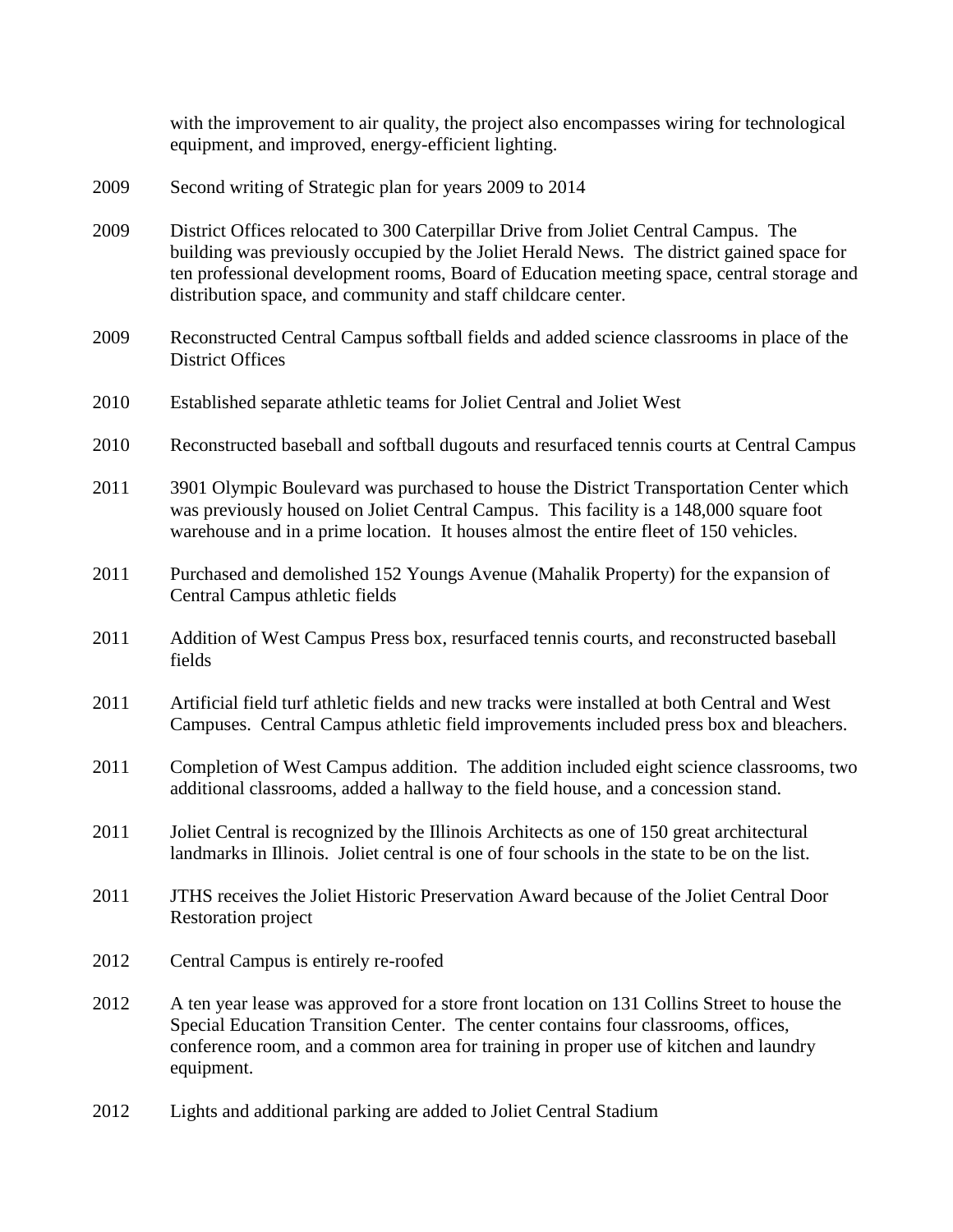with the improvement to air quality, the project also encompasses wiring for technological equipment, and improved, energy-efficient lighting.

2009 Second writing of Strategic plan for years 2009 to 2014

2009 District Offices relocated to 300 Caterpillar Drive from Joliet Central Campus. The building was previously occupied by the Joliet Herald News. The district gained space for ten professional development rooms, Board of Education meeting space, central storage and distribution space, and community and staff childcare center.

2009 Reconstructed Central Campus softball fields and added science classrooms in place of the District Offices

2010 Established separate athletic teams for Joliet Central and Joliet West

2010 Reconstructed baseball and softball dugouts and resurfaced tennis courts at Central Campus

2011 3901 Olympic Boulevard was purchased to house the District Transportation Center which was previously housed on Joliet Central Campus. This facility is a 148,000 square foot warehouse and in a prime location. It houses almost the entire fleet of 150 vehicles.

2011 Purchased and demolished 152 Youngs Avenue (Mahalik Property) for the expansion of Central Campus athletic fields

2011 Addition of West Campus Press box, resurfaced tennis courts, and reconstructed baseball fields

2011 Artificial field turf athletic fields and new tracks were installed at both Central and West Campuses. Central Campus athletic field improvements included press box and bleachers.

2011 Completion of West Campus addition. The addition included eight science classrooms, two additional classrooms, added a hallway to the field house, and a concession stand.

2011 Joliet Central is recognized by the Illinois Architects as one of 150 great architectural landmarks in Illinois. Joliet central is one of four schools in the state to be on the list.

2011 JTHS receives the Joliet Historic Preservation Award because of the Joliet Central Door Restoration project

2012 Central Campus is entirely re-roofed

2012 A ten year lease was approved for a store front location on 131 Collins Street to house the Special Education Transition Center. The center contains four classrooms, offices, conference room, and a common area for training in proper use of kitchen and laundry equipment.

2012 Lights and additional parking are added to Joliet Central Stadium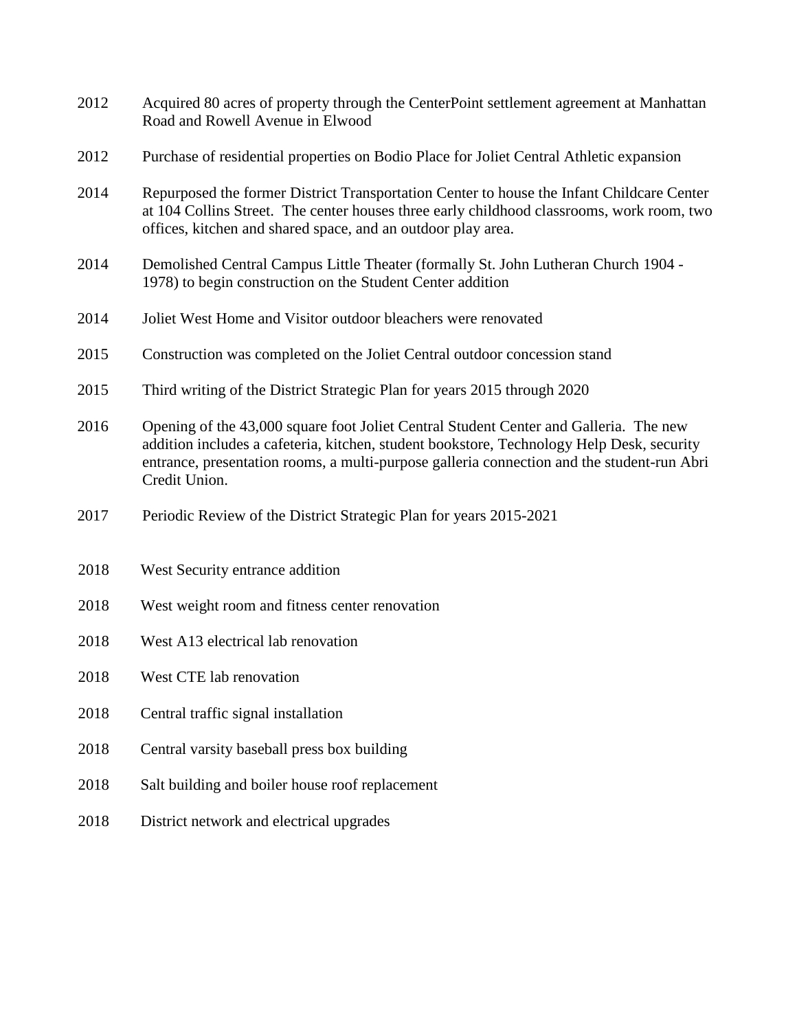2012 Acquired 80 acres of property through the CenterPoint settlement agreement at Manhattan Road and Rowell Avenue in Elwood

2012 Purchase of residential properties on Bodio Place for Joliet Central Athletic expansion

2014 Repurposed the former District Transportation Center to house the Infant Childcare Center at 104 Collins Street. The center houses three early childhood classrooms, work room, two offices, kitchen and shared space, and an outdoor play area.

2014 Demolished Central Campus Little Theater (formally St. John Lutheran Church 1904 - 1978) to begin construction on the Student Center addition

2014 Joliet West Home and Visitor outdoor bleachers were renovated

2015 Construction was completed on the Joliet Central outdoor concession stand

2015 Third writing of the District Strategic Plan for years 2015 through 2020

2016 Opening of the 43,000 square foot Joliet Central Student Center and Galleria. The new addition includes a cafeteria, kitchen, student bookstore, Technology Help Desk, security entrance, presentation rooms, a multi-purpose galleria connection and the student-run Abri Credit Union.

2017 Periodic Review of the District Strategic Plan for years 2015-2021

2018 West Security entrance addition

2018 West weight room and fitness center renovation

2018 West A13 electrical lab renovation

2018 West CTE lab renovation

2018 Central traffic signal installation

2018 Central varsity baseball press box building

2018 Salt building and boiler house roof replacement

2018 District network and electrical upgrades